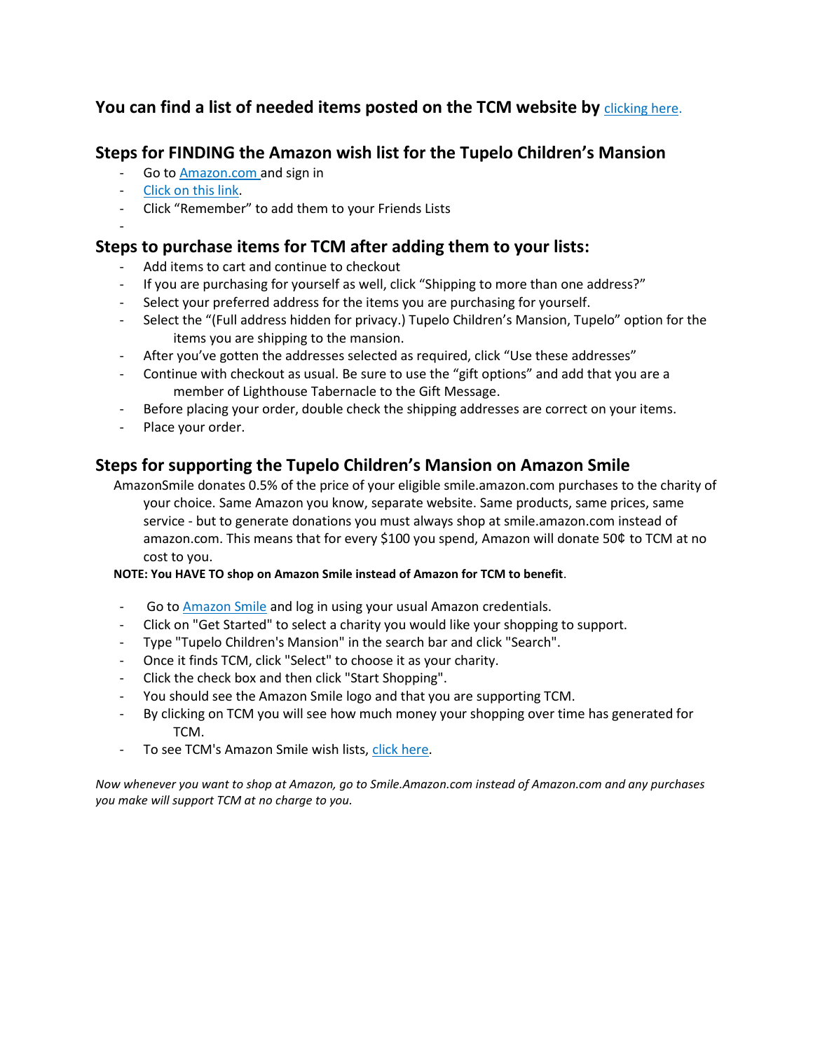**You can find a list of needed items posted on the TCM website by** [clicking here.]()

## Steps for FINDING the Amazon wish list for the Tupelo Children's Mansion

- Go to [Amazon.com]() and sign in
- [Click on this link]().
- Click "Remember" to add them to your Friends Lists
-

## Steps to purchase items for TCM after adding them to your lists:

- Add items to cart and continue to checkout
- If you are purchasing for yourself as well, click "Shipping to more than one address?"
- Select your preferred address for the items you are purchasing for yourself.
- Select the "(Full address hidden for privacy.) Tupelo Children's Mansion, Tupelo" option for the items you are shipping to the mansion.
- After you've gotten the addresses selected as required, click "Use these addresses"
- Continue with checkout as usual. Be sure to use the "gift options" and add that you are a member of Lighthouse Tabernacle to the Gift Message.
- Before placing your order, double check the shipping addresses are correct on your items.
- Place your order.

## Steps for supporting the Tupelo Children's Mansion on Amazon Smile

AmazonSmile donates 0.5% of the price of your eligible smile.amazon.com purchases to the charity of your choice. Same Amazon you know, separate website. Same products, same prices, same service - but to generate donations you must always shop at smile.amazon.com instead of amazon.com. This means that for every $100 you spend, Amazon will donate 50¢ to TCM at no cost to you.

**NOTE: You HAVE TO shop on Amazon Smile instead of Amazon for TCM to benefit**.

- Go to [Amazon Smile]() and log in using your usual Amazon credentials.
- Click on "Get Started" to select a charity you would like your shopping to support.
- Type "Tupelo Children's Mansion" in the search bar and click "Search".
- Once it finds TCM, click "Select" to choose it as your charity.
- Click the check box and then click "Start Shopping".
- You should see the Amazon Smile logo and that you are supporting TCM.
- By clicking on TCM you will see how much money your shopping over time has generated for TCM.
- To see TCM's Amazon Smile wish lists, [click here]().

*Now whenever you want to shop at Amazon, go to Smile.Amazon.com instead of Amazon.com and any purchases you make will support TCM at no charge to you.*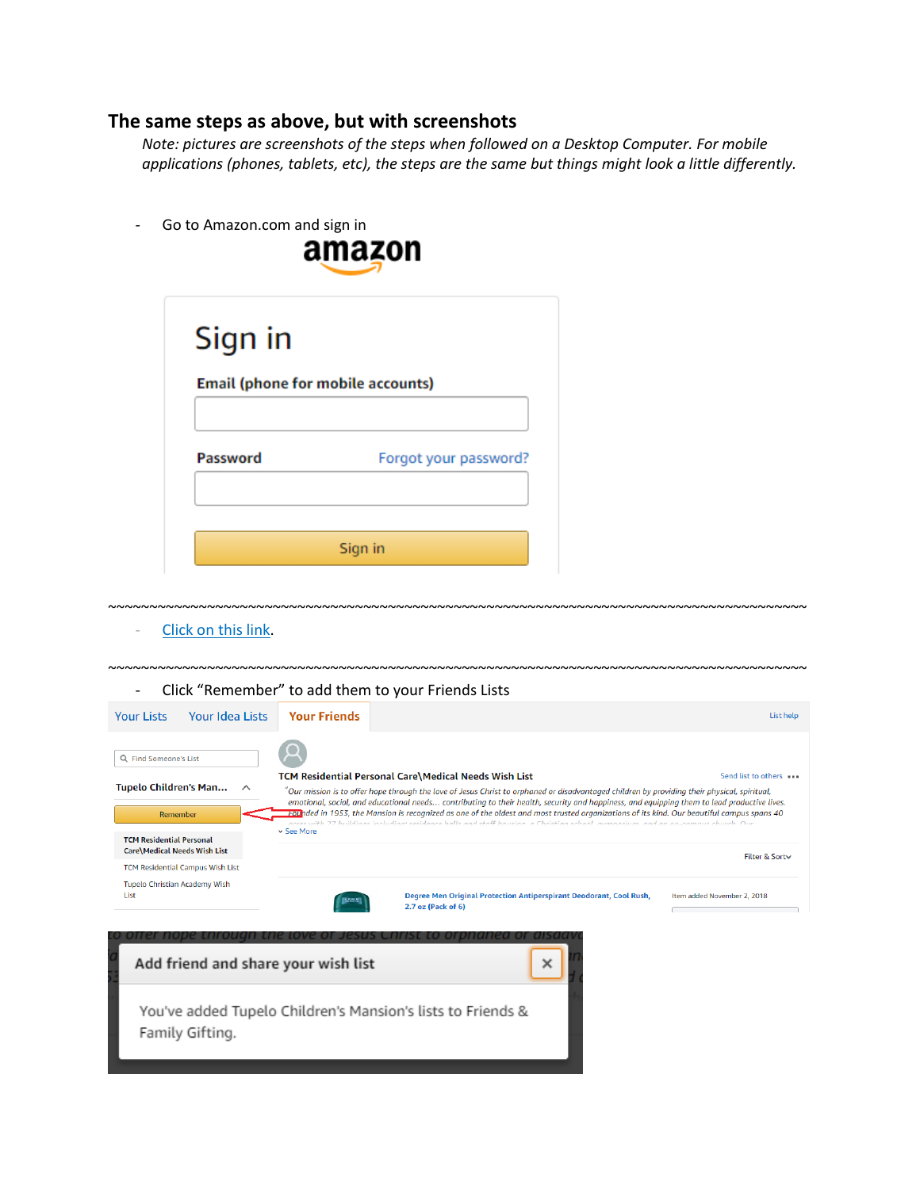## The same steps as above, but with screenshots

*Note: pictures are screenshots of the steps when followed on a Desktop Computer. For mobile applications (phones, tablets, etc), the steps are the same but things might look a little differently.*

- Go to Amazon.com and sign in

~~~~~~~~~~~~~~~~~~~~~~~~~~~~~~~~~~~~~~~~~~~~~~~~~~~~~~~~~~~~~~~~~~~~~~~~~~~~~~~~~~~~~~~~~~~~

- [Click on this link](#).

~~~~~~~~~~~~~~~~~~~~~~~~~~~~~~~~~~~~~~~~~~~~~~~~~~~~~~~~~~~~~~~~~~~~~~~~~~~~~~~~~~~~~~~~~~~~

- Click "Remember" to add them to your Friends Lists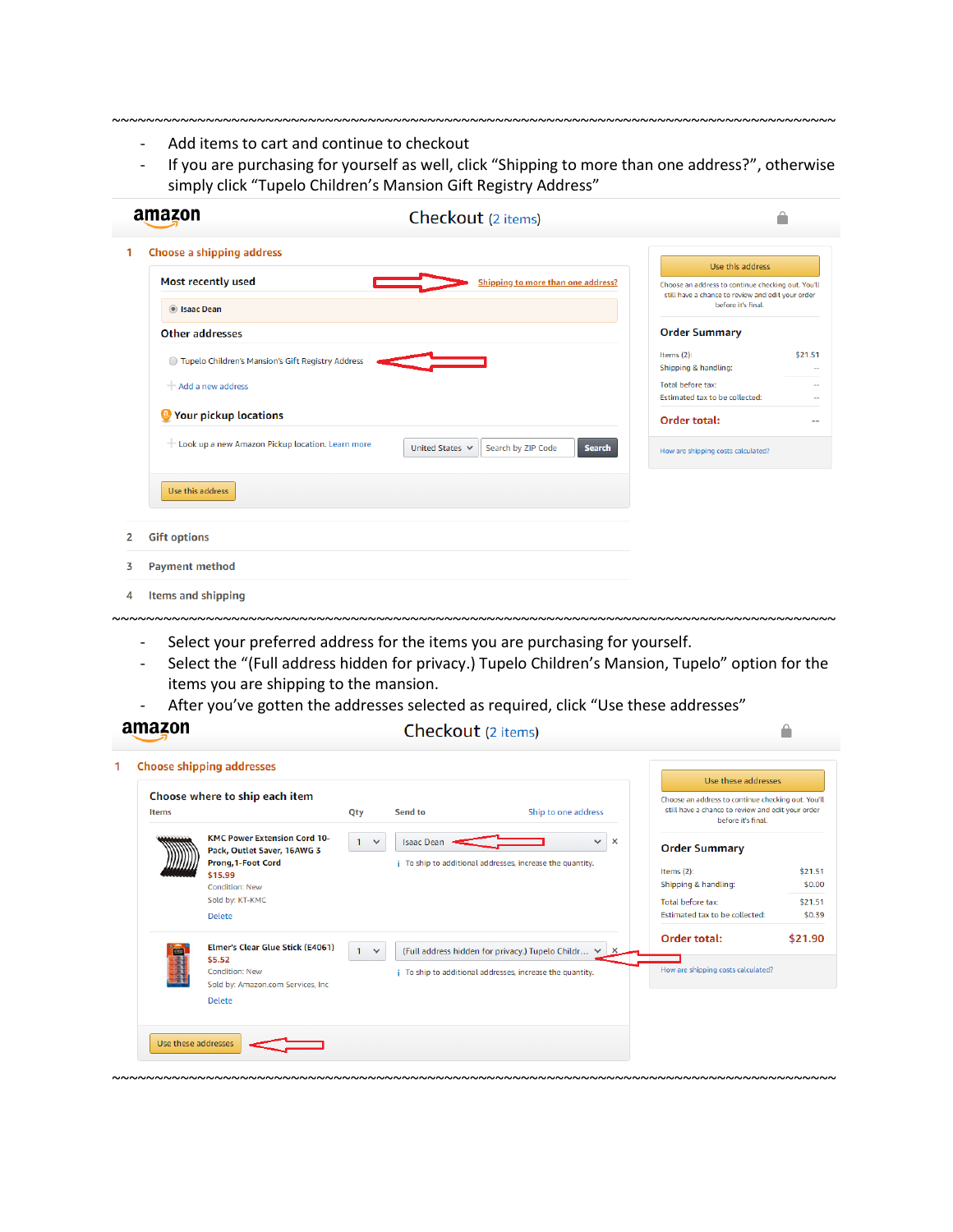- Add items to cart and continue to checkout
- If you are purchasing for yourself as well, click "Shipping to more than one address?", otherwise simply click "Tupelo Children's Mansion Gift Registry Address"

amazon Checkout (2 items)

1 Choose a shipping address

Most recently used Shipping to more than one address?

Isaac Dean

Other addresses

Tupelo Children's Mansion's Gift Registry Address

Add a new address

Your pickup locations

Look up a new Amazon Pickup location. Learn more United States Search by ZIP Code Search

Use this address

2 Gift options

3 Payment method

4 Items and shipping

Use this address

Choose an address to continue checking out. You'll still have a chance to review and edit your order before it's final.

Order Summary

| | |
|---|---|
| Items (2): | $21.51 |
| Shipping & handling: | -- |
| Total before tax: | -- |
| Estimated tax to be collected: | -- |
| **Order total:** | -- |

How are shipping costs calculated?

- Select your preferred address for the items you are purchasing for yourself.
- Select the "(Full address hidden for privacy.) Tupelo Children's Mansion, Tupelo" option for the items you are shipping to the mansion.
- After you've gotten the addresses selected as required, click "Use these addresses"

amazon Checkout (2 items)

1 Choose shipping addresses

Choose where to ship each item

| Items | Qty | Send to |
|---|---|---|
| KMC Power Extension Cord 10-Pack, Outlet Saver, 16AWG 3 Prong,1-Foot Cord<br>$15.99<br>Condition: New<br>Sold by: KT-KMC<br>Delete | 1 | Isaac Dean<br>To ship to additional addresses, increase the quantity. |
| Elmer's Clear Glue Stick (E4061)<br>$5.52<br>Condition: New<br>Sold by: Amazon.com Services, Inc<br>Delete | 1 | (Full address hidden for privacy.) Tupelo Childr...<br>To ship to additional addresses, increase the quantity. |

Ship to one address

Use these addresses

Use these addresses

Choose an address to continue checking out. You'll still have a chance to review and edit your order before it's final.

Order Summary

| | |
|---|---|
| Items (2): | $21.51 |
| Shipping & handling: | $0.00 |
| Total before tax: | $21.51 |
| Estimated tax to be collected: | $0.39 |
| **Order total:** | **$21.90** |

How are shipping costs calculated?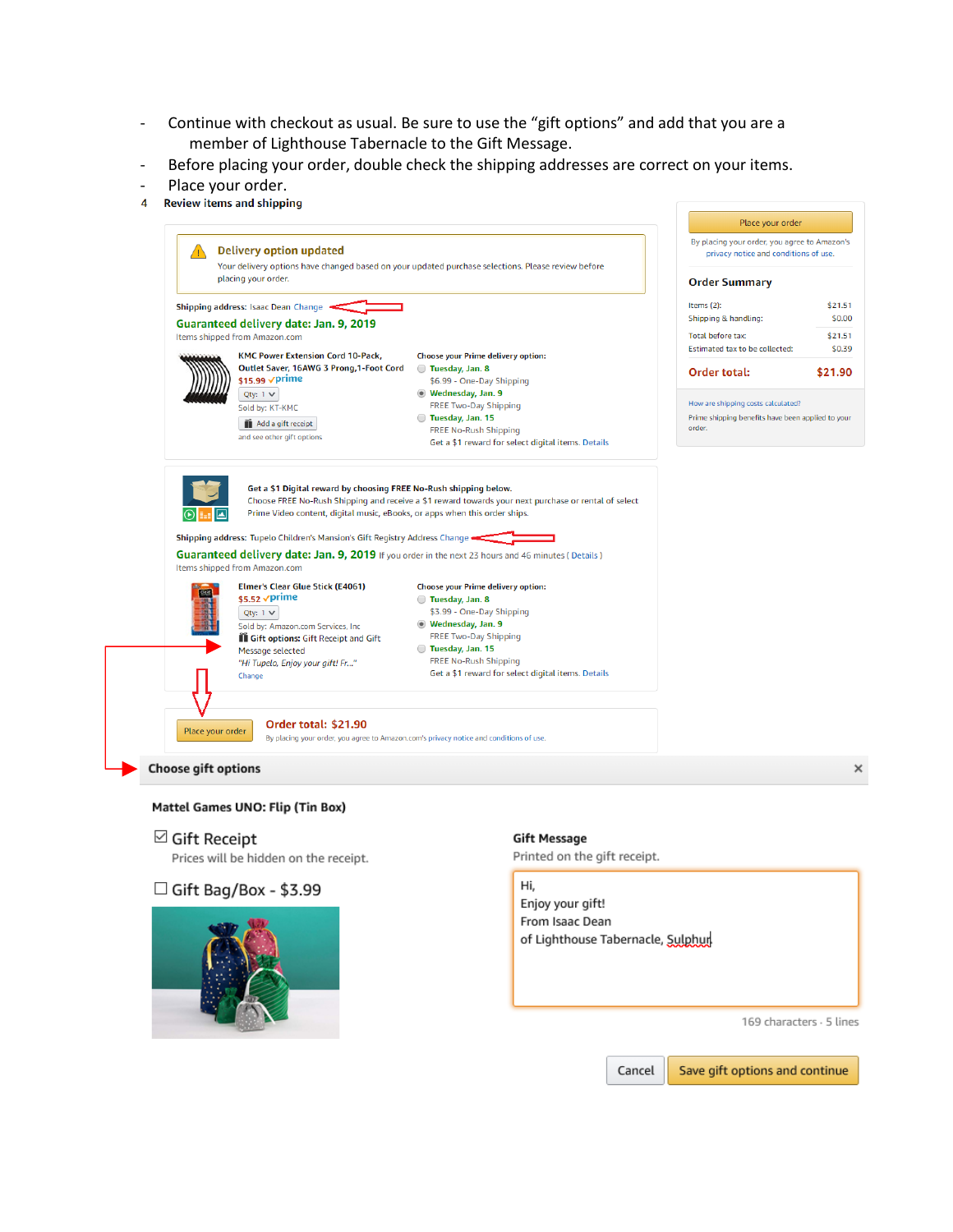- Continue with checkout as usual. Be sure to use the "gift options" and add that you are a member of Lighthouse Tabernacle to the Gift Message.
- Before placing your order, double check the shipping addresses are correct on your items.
- Place your order.

4 **Review items and shipping**

**Delivery option updated**

Your delivery options have changed based on your updated purchase selections. Please review before placing your order.

Shipping address: Isaac Dean Change

**Guaranteed delivery date: Jan. 9, 2019**

Items shipped from Amazon.com

**KMC Power Extension Cord 10-Pack, Outlet Saver, 16AWG 3 Prong,1-Foot Cord**
$15.99 prime
Qty: 1
Sold by: KT-KMC
Add a gift receipt
and see other gift options

**Choose your Prime delivery option:**
- Tuesday, Jan. 8 — $6.99 - One-Day Shipping
- Wednesday, Jan. 9 — FREE Two-Day Shipping
- Tuesday, Jan. 15 — FREE No-Rush Shipping. Get a $1 reward for select digital items. Details

**Get a $1 Digital reward by choosing FREE No-Rush shipping below.**
Choose FREE No-Rush Shipping and receive a $1 reward towards your next purchase or rental of select Prime Video content, digital music, eBooks, or apps when this order ships.

Shipping address: Tupelo Children's Mansion's Gift Registry Address Change

**Guaranteed delivery date: Jan. 9, 2019** If you order in the next 23 hours and 46 minutes ( Details )

Items shipped from Amazon.com

**Elmer's Clear Glue Stick (E4061)**
$5.52 prime
Qty: 1
Sold by: Amazon.com Services, Inc
Gift options: Gift Receipt and Gift Message selected
*"Hi Tupelo, Enjoy your gift! Fr..."*
Change

**Choose your Prime delivery option:**
- Tuesday, Jan. 8 — $3.99 - One-Day Shipping
- Wednesday, Jan. 9 — FREE Two-Day Shipping
- Tuesday, Jan. 15 — FREE No-Rush Shipping. Get a $1 reward for select digital items. Details

Place your order — **Order total: $21.90**
By placing your order, you agree to Amazon.com's privacy notice and conditions of use.

Place your order

By placing your order, you agree to Amazon's privacy notice and conditions of use.

**Order Summary**

| | |
|---|---|
| Items (2): | $21.51 |
| Shipping & handling: | $0.00 |
| Total before tax: | $21.51 |
| Estimated tax to be collected: | $0.39 |
| **Order total:** | **$21.90** |

How are shipping costs calculated?
Prime shipping benefits have been applied to your order.

**Choose gift options** ×

**Mattel Games UNO: Flip (Tin Box)**

☑ Gift Receipt
Prices will be hidden on the receipt.

☐ Gift Bag/Box - $3.99

**Gift Message**
Printed on the gift receipt.

Hi,
Enjoy your gift!
From Isaac Dean
of Lighthouse Tabernacle, Sulphur

169 characters · 5 lines

Cancel | Save gift options and continue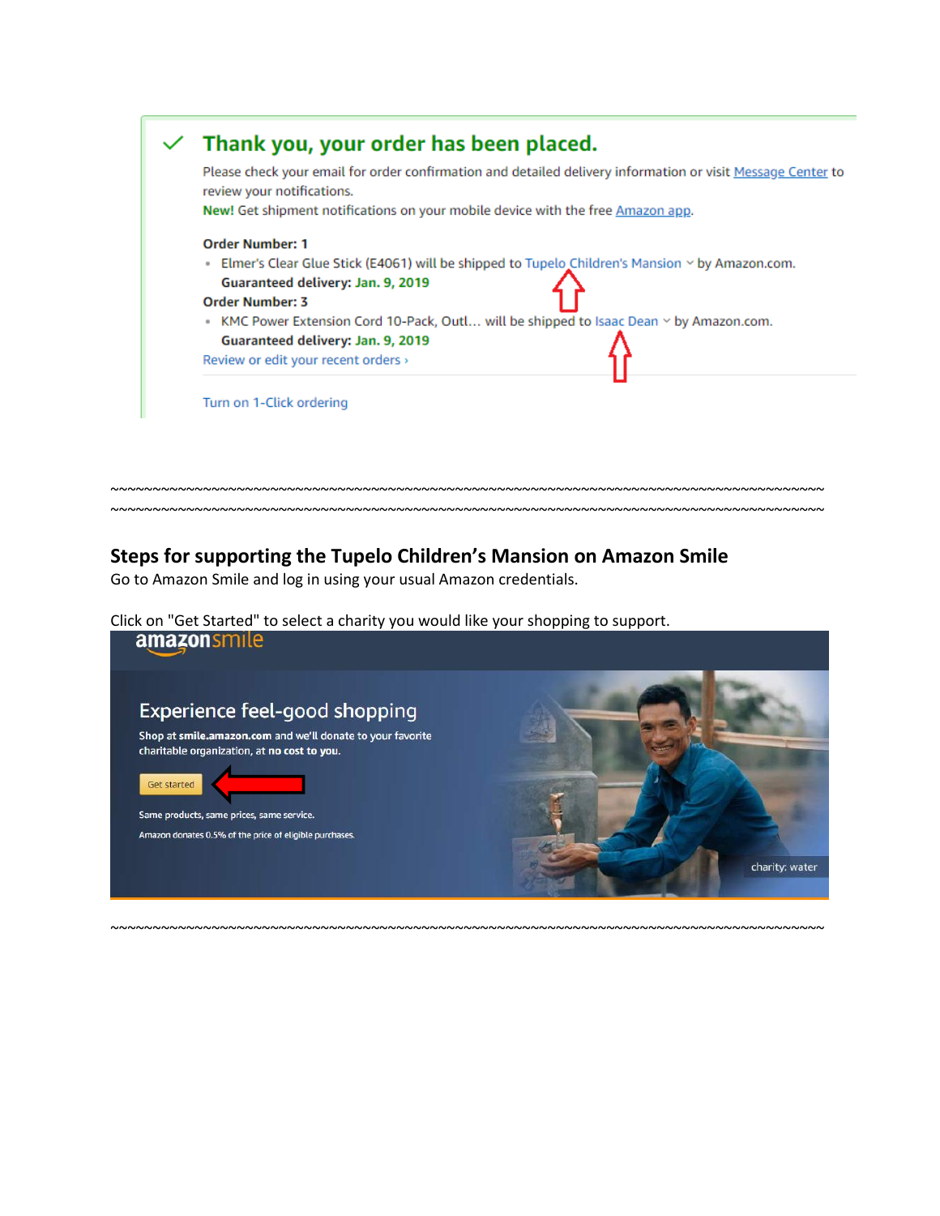## Thank you, your order has been placed.

Please check your email for order confirmation and detailed delivery information or visit Message Center to review your notifications.

**New!** Get shipment notifications on your mobile device with the free Amazon app.

**Order Number: 1**

- Elmer's Clear Glue Stick (E4061) will be shipped to Tupelo Children's Mansion by Amazon.com.

  **Guaranteed delivery: Jan. 9, 2019**

**Order Number: 3**

- KMC Power Extension Cord 10-Pack, Outl... will be shipped to Isaac Dean by Amazon.com.

  **Guaranteed delivery: Jan. 9, 2019**

Review or edit your recent orders ›

Turn on 1-Click ordering

~~~~~~~~~~~~~~~~~~~~~~~~~~~~~~~~~~~~~~~~~~~~~~~~~~~~~~~~~~~~~~~~~~~~~~~~~~~~~~~~

~~~~~~~~~~~~~~~~~~~~~~~~~~~~~~~~~~~~~~~~~~~~~~~~~~~~~~~~~~~~~~~~~~~~~~~~~~~~~~~~

### Steps for supporting the Tupelo Children's Mansion on Amazon Smile

Go to Amazon Smile and log in using your usual Amazon credentials.

Click on "Get Started" to select a charity you would like your shopping to support.

amazonsmile

Experience feel-good shopping

Shop at **smile.amazon.com** and we'll donate to your favorite charitable organization, at **no cost to you**.

Get started

Same products, same prices, same service.

Amazon donates 0.5% of the price of eligible purchases.

charity: water

~~~~~~~~~~~~~~~~~~~~~~~~~~~~~~~~~~~~~~~~~~~~~~~~~~~~~~~~~~~~~~~~~~~~~~~~~~~~~~~~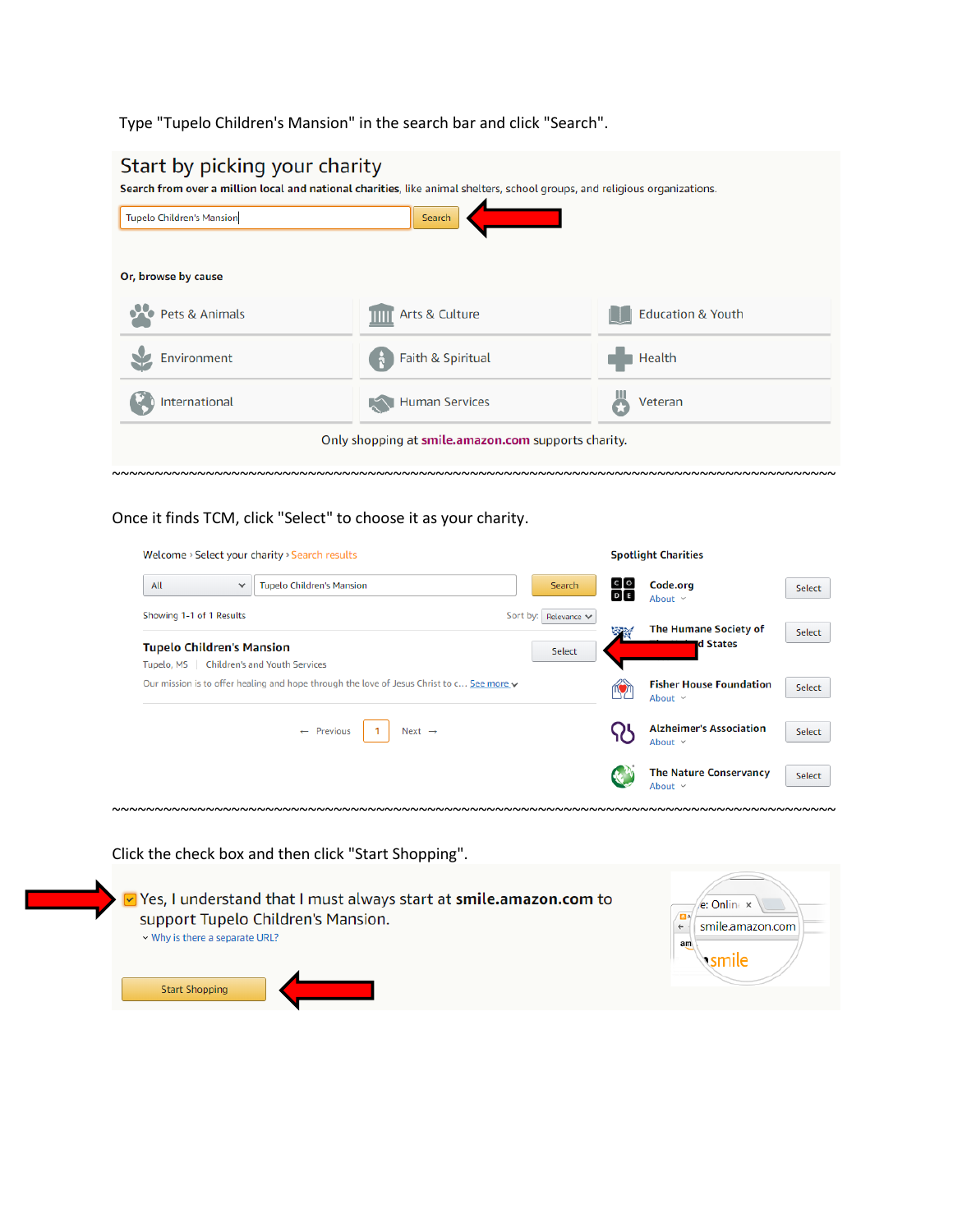Type "Tupelo Children's Mansion" in the search bar and click "Search".

## Start by picking your charity

**Search from over a million local and national charities**, like animal shelters, school groups, and religious organizations.

Tupelo Children's Mansion | Search

**Or, browse by cause**

| | | |
|---|---|---|
| Pets & Animals | Arts & Culture | Education & Youth |
| Environment | Faith & Spiritual | Health |
| International | Human Services | Veteran |

Only shopping at **smile.amazon.com** supports charity.

~~~~~~~~~~~~~~~~~~~~~~~~~~~~~~~~~~~~~~~~~~~~~~~~~~~~~~~~~~~~~~~~~~~~~~~~~~~~~~~~

Once it finds TCM, click "Select" to choose it as your charity.

Welcome › Select your charity › Search results

All | Tupelo Children's Mansion | Search

Showing 1-1 of 1 Results | Sort by: Relevance

**Tupelo Children's Mansion** | Select

Tupelo, MS | Children's and Youth Services

Our mission is to offer healing and hope through the love of Jesus Christ to c... See more

← Previous | 1 | Next →

**Spotlight Charities**

- **Code.org** — About — Select
- **The Humane Society of the United States** — Select
- **Fisher House Foundation** — About — Select
- **Alzheimer's Association** — About — Select
- **The Nature Conservancy** — About — Select

~~~~~~~~~~~~~~~~~~~~~~~~~~~~~~~~~~~~~~~~~~~~~~~~~~~~~~~~~~~~~~~~~~~~~~~~~~~~~~~~

Click the check box and then click "Start Shopping".

Yes, I understand that I must always start at **smile.amazon.com** to support Tupelo Children's Mansion.

Why is there a separate URL?

Start Shopping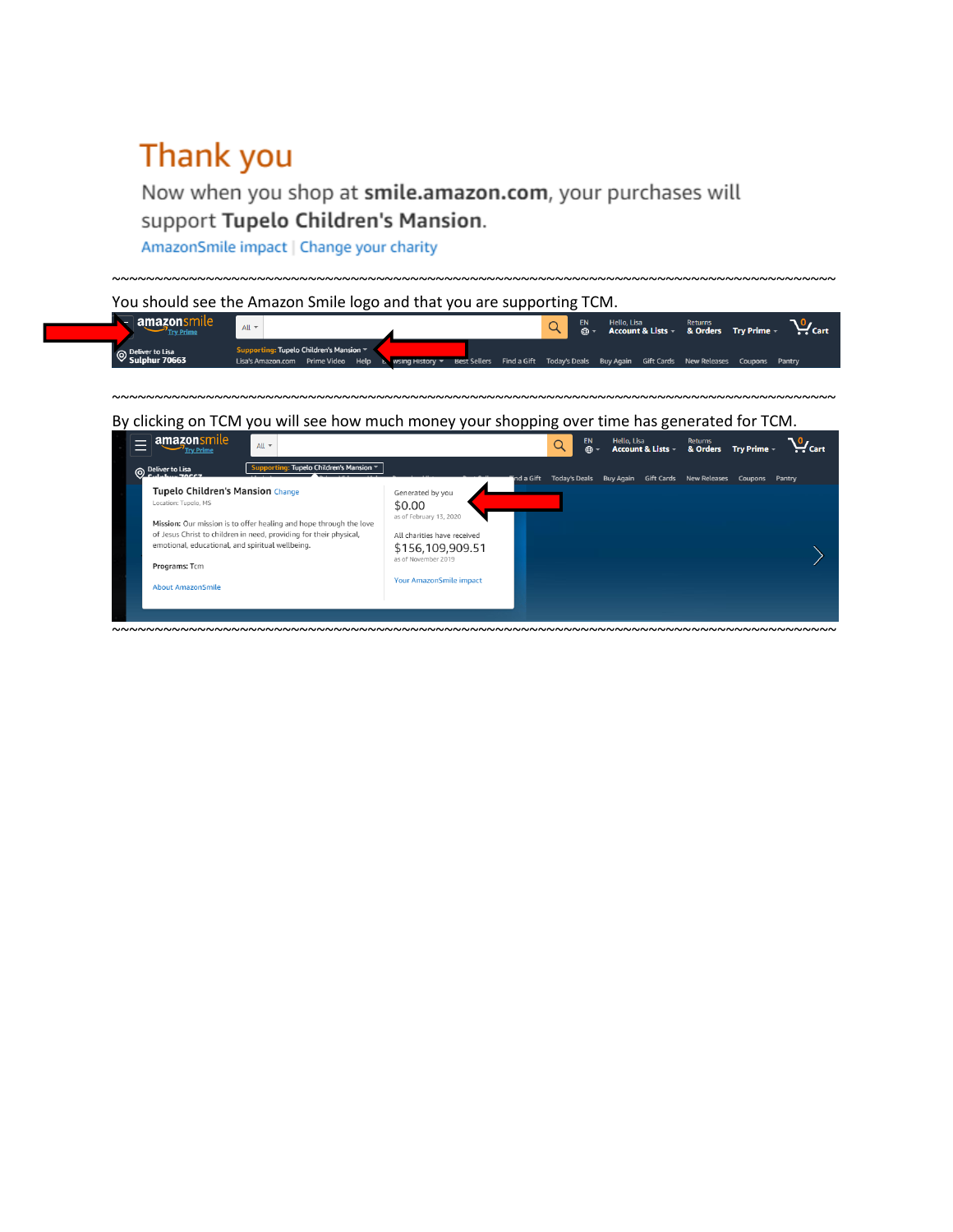Thank you

Now when you shop at **smile.amazon.com**, your purchases will support **Tupelo Children's Mansion**.

AmazonSmile impact | Change your charity

~~~~~~~~~~~~~~~~~~~~~~~~~~~~~~~~~~~~~~~~~~~~~~~~~~~~~~~~~~~~~~~~~~~~~~~~~~~~~~~~~~~~~~~~~~~~~

You should see the Amazon Smile logo and that you are supporting TCM.

amazonsmile Try Prime | All | EN | Hello, Lisa Account & Lists | Returns & Orders | Try Prime | 0 Cart

Deliver to Lisa Sulphur 70663 | Supporting: Tupelo Children's Mansion | Lisa's Amazon.com Prime Video Help Browsing History Best Sellers Find a Gift Today's Deals Buy Again Gift Cards New Releases Coupons Pantry

~~~~~~~~~~~~~~~~~~~~~~~~~~~~~~~~~~~~~~~~~~~~~~~~~~~~~~~~~~~~~~~~~~~~~~~~~~~~~~~~~~~~~~~~~~~~~

By clicking on TCM you will see how much money your shopping over time has generated for TCM.

amazonsmile Try Prime | All | EN | Hello, Lisa Account & Lists | Returns & Orders | Try Prime | 0 Cart

Deliver to Lisa | Supporting: Tupelo Children's Mansion | Find a Gift Today's Deals Buy Again Gift Cards New Releases Coupons Pantry

**Tupelo Children's Mansion** Change

Location: Tupelo, MS

**Mission:** Our mission is to offer healing and hope through the love of Jesus Christ to children in need, providing for their physical, emotional, educational, and spiritual wellbeing.

**Programs:** Tcm

About AmazonSmile

Generated by you

$0.00

as of February 13, 2020

All charities have received

$156,109,909.51

as of November 2019

Your AmazonSmile impact

~~~~~~~~~~~~~~~~~~~~~~~~~~~~~~~~~~~~~~~~~~~~~~~~~~~~~~~~~~~~~~~~~~~~~~~~~~~~~~~~~~~~~~~~~~~~~